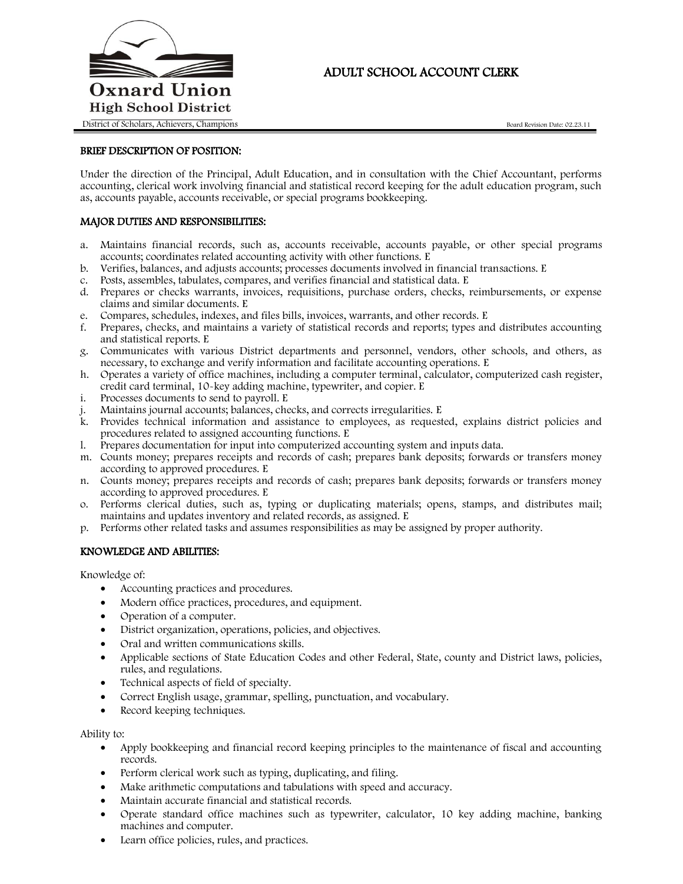Oxnard Union High School District

District of Scholars, Achievers, Champions

# ADULT SCHOOL ACCOUNT CLERK

Board Revision Date: 02.23.11

## BRIEF DESCRIPTION OF POSITION:

Under the direction of the Principal, Adult Education, and in consultation with the Chief Accountant, performs accounting, clerical work involving financial and statistical record keeping for the adult education program, such as, accounts payable, accounts receivable, or special programs bookkeeping.

## MAJOR DUTIES AND RESPONSIBILITIES:

a. Maintains financial records, such as, accounts receivable, accounts payable, or other special programs accounts; coordinates related accounting activity with other functions. E
b. Verifies, balances, and adjusts accounts; processes documents involved in financial transactions. E
c. Posts, assembles, tabulates, compares, and verifies financial and statistical data. E
d. Prepares or checks warrants, invoices, requisitions, purchase orders, checks, reimbursements, or expense claims and similar documents. E
e. Compares, schedules, indexes, and files bills, invoices, warrants, and other records. E
f. Prepares, checks, and maintains a variety of statistical records and reports; types and distributes accounting and statistical reports. E
g. Communicates with various District departments and personnel, vendors, other schools, and others, as necessary, to exchange and verify information and facilitate accounting operations. E
h. Operates a variety of office machines, including a computer terminal, calculator, computerized cash register, credit card terminal, 10-key adding machine, typewriter, and copier. E
i. Processes documents to send to payroll. E
j. Maintains journal accounts; balances, checks, and corrects irregularities. E
k. Provides technical information and assistance to employees, as requested, explains district policies and procedures related to assigned accounting functions. E
l. Prepares documentation for input into computerized accounting system and inputs data.
m. Counts money; prepares receipts and records of cash; prepares bank deposits; forwards or transfers money according to approved procedures. E
n. Counts money; prepares receipts and records of cash; prepares bank deposits; forwards or transfers money according to approved procedures. E
o. Performs clerical duties, such as, typing or duplicating materials; opens, stamps, and distributes mail; maintains and updates inventory and related records, as assigned. E
p. Performs other related tasks and assumes responsibilities as may be assigned by proper authority.

## KNOWLEDGE AND ABILITIES:

Knowledge of:

- Accounting practices and procedures.
- Modern office practices, procedures, and equipment.
- Operation of a computer.
- District organization, operations, policies, and objectives.
- Oral and written communications skills.
- Applicable sections of State Education Codes and other Federal, State, county and District laws, policies, rules, and regulations.
- Technical aspects of field of specialty.
- Correct English usage, grammar, spelling, punctuation, and vocabulary.
- Record keeping techniques.

Ability to:

- Apply bookkeeping and financial record keeping principles to the maintenance of fiscal and accounting records.
- Perform clerical work such as typing, duplicating, and filing.
- Make arithmetic computations and tabulations with speed and accuracy.
- Maintain accurate financial and statistical records.
- Operate standard office machines such as typewriter, calculator, 10 key adding machine, banking machines and computer.
- Learn office policies, rules, and practices.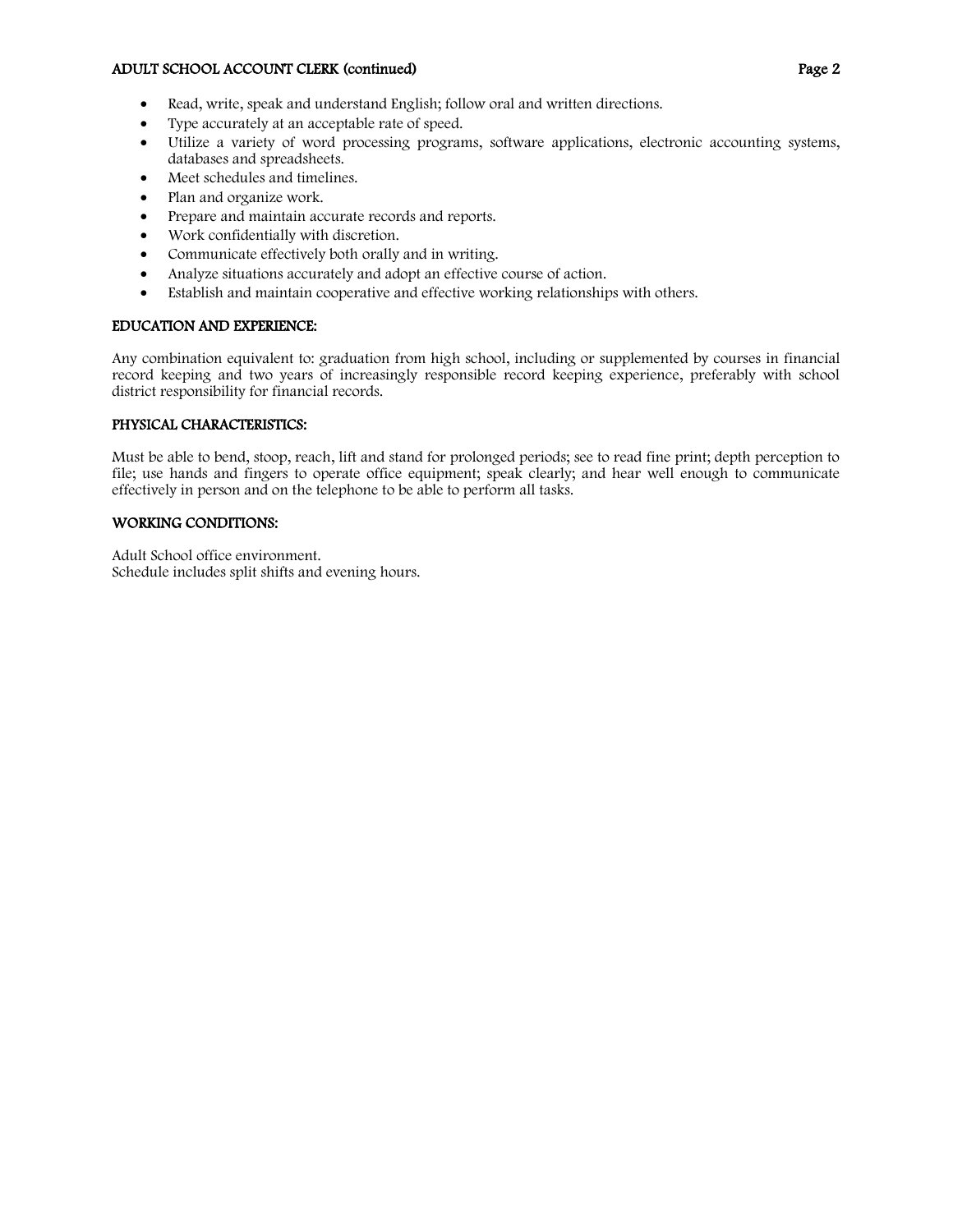- Read, write, speak and understand English; follow oral and written directions.
- Type accurately at an acceptable rate of speed.
- Utilize a variety of word processing programs, software applications, electronic accounting systems, databases and spreadsheets.
- Meet schedules and timelines.
- Plan and organize work.
- Prepare and maintain accurate records and reports.
- Work confidentially with discretion.
- Communicate effectively both orally and in writing.
- Analyze situations accurately and adopt an effective course of action.
- Establish and maintain cooperative and effective working relationships with others.

## EDUCATION AND EXPERIENCE:

Any combination equivalent to: graduation from high school, including or supplemented by courses in financial record keeping and two years of increasingly responsible record keeping experience, preferably with school district responsibility for financial records.

## PHYSICAL CHARACTERISTICS:

Must be able to bend, stoop, reach, lift and stand for prolonged periods; see to read fine print; depth perception to file; use hands and fingers to operate office equipment; speak clearly; and hear well enough to communicate effectively in person and on the telephone to be able to perform all tasks.

## WORKING CONDITIONS:

Adult School office environment.
Schedule includes split shifts and evening hours.